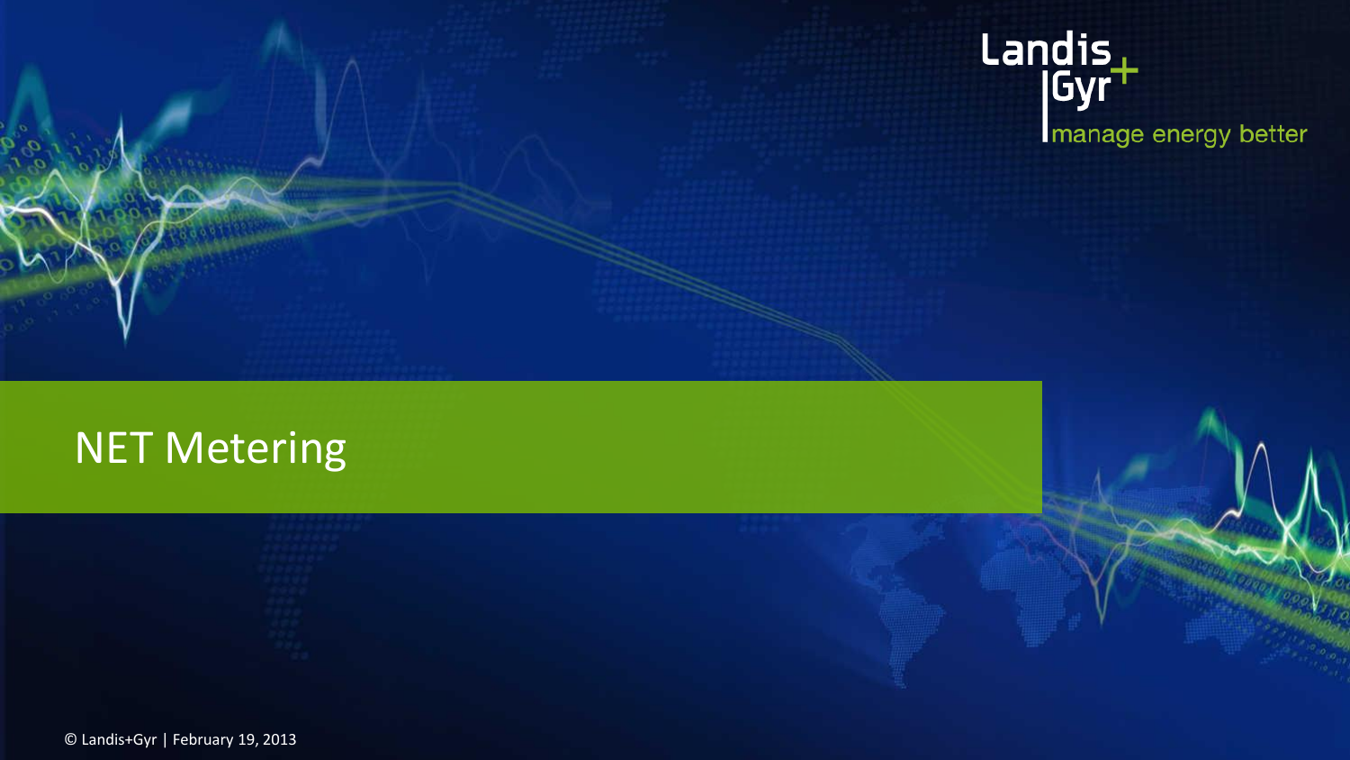Landis+Gyr

manage energy better

# NET Metering

© Landis+Gyr | February 19, 2013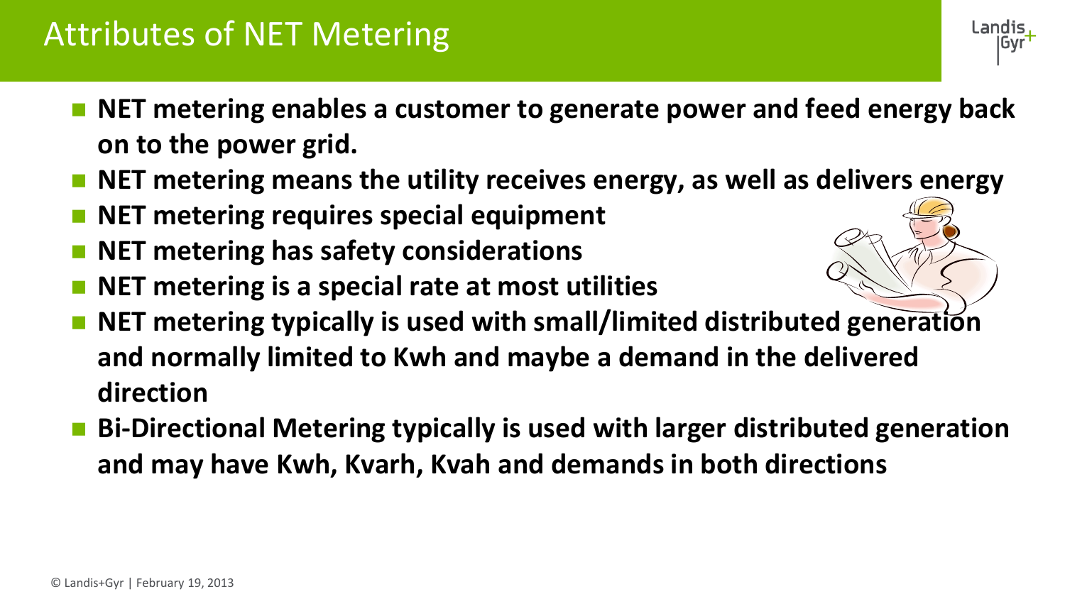# Attributes of NET Metering

- **NET metering enables a customer to generate power and feed energy back on to the power grid.**
- **NET metering means the utility receives energy, as well as delivers energy**
- **NET metering requires special equipment**
- **NET metering has safety considerations**
- **NET metering is a special rate at most utilities**
- **NET metering typically is used with small/limited distributed generation and normally limited to Kwh and maybe a demand in the delivered direction**
- **Bi-Directional Metering typically is used with larger distributed generation and may have Kwh, Kvarh, Kvah and demands in both directions**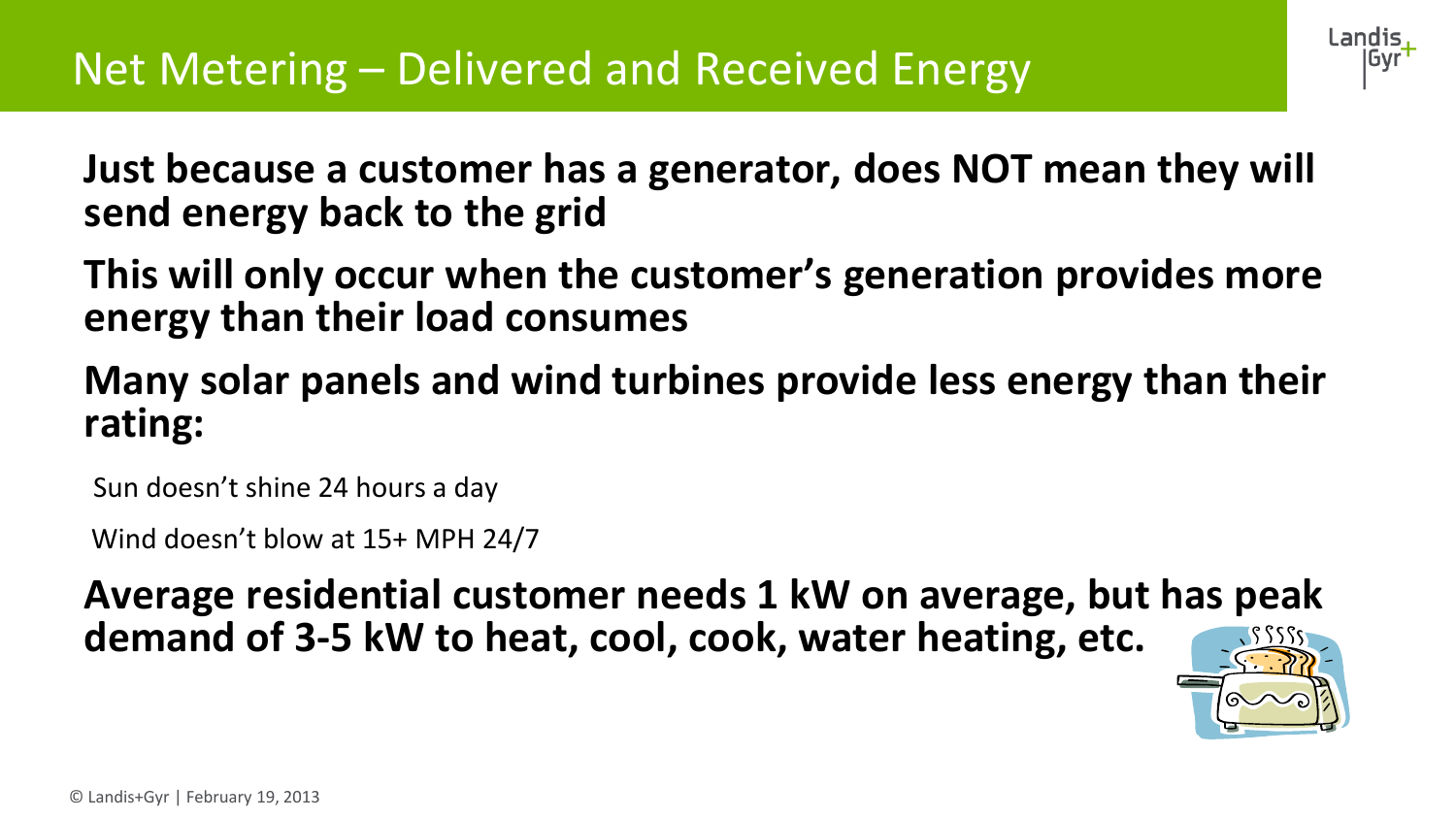# Net Metering – Delivered and Received Energy

**Just because a customer has a generator, does NOT mean they will send energy back to the grid**

**This will only occur when the customer's generation provides more energy than their load consumes**

**Many solar panels and wind turbines provide less energy than their rating:**

- Sun doesn't shine 24 hours a day
- Wind doesn't blow at 15+ MPH 24/7

**Average residential customer needs 1 kW on average, but has peak demand of 3-5 kW to heat, cool, cook, water heating, etc.**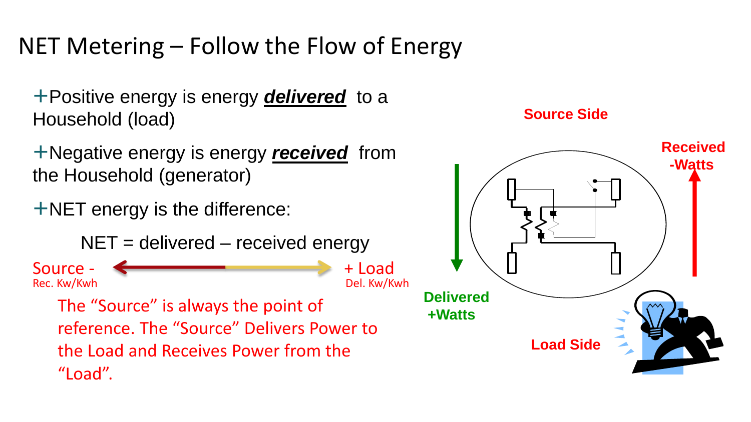# NET Metering – Follow the Flow of Energy

- Positive energy is energy ***delivered*** to a Household (load)
- Negative energy is energy ***received*** from the Household (generator)
- NET energy is the difference:

NET = delivered – received energy

Source - Rec. Kw/Kwh ⟷ + Load Del. Kw/Kwh

The "Source" is always the point of reference. The "Source" Delivers Power to the Load and Receives Power from the "Load".

Source Side

Received -Watts

Delivered +Watts

Load Side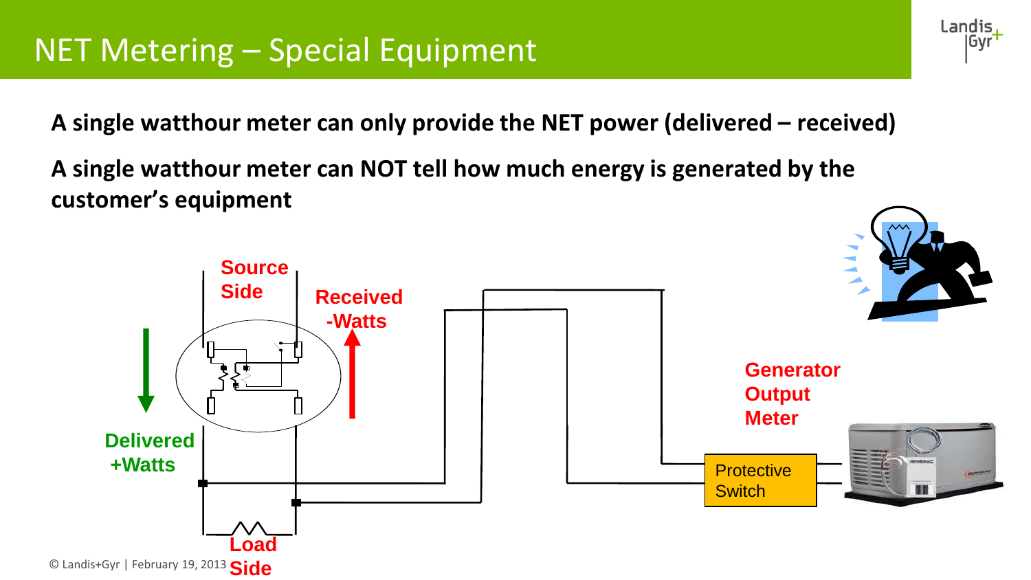# NET Metering – Special Equipment

**A single watthour meter can only provide the NET power (delivered – received)**

**A single watthour meter can NOT tell how much energy is generated by the customer's equipment**

Source Side

Received -Watts

Delivered +Watts

Load Side

Generator Output Meter

Protective Switch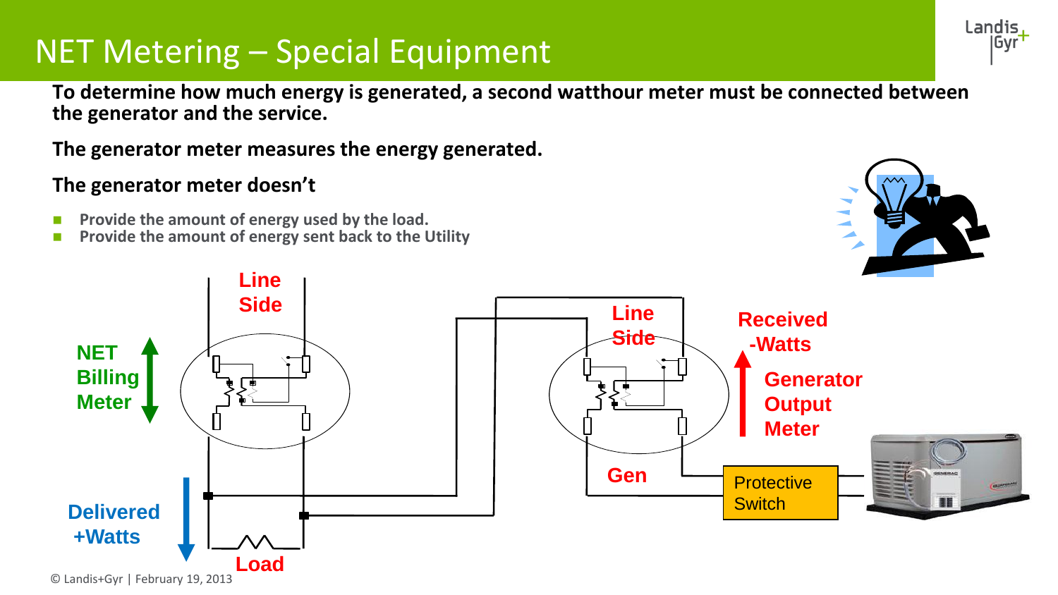# NET Metering – Special Equipment

**To determine how much energy is generated, a second watthour meter must be connected between the generator and the service.**

**The generator meter measures the energy generated.**

**The generator meter doesn't**

- **Provide the amount of energy used by the load.**
- **Provide the amount of energy sent back to the Utility**

Line Side

NET Billing Meter

Delivered +Watts

Load

Line Side

Gen

Received -Watts

Generator Output Meter

Protective Switch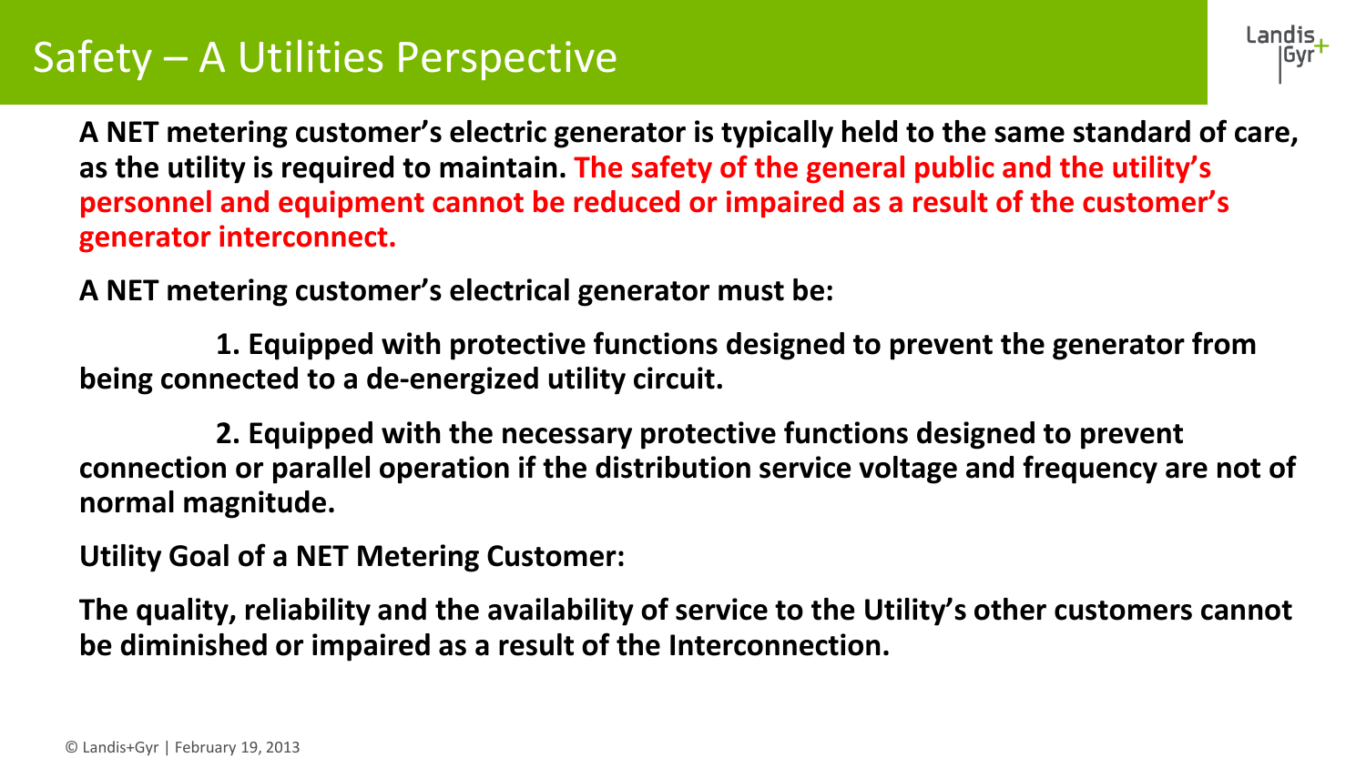# Safety – A Utilities Perspective

**A NET metering customer's electric generator is typically held to the same standard of care, as the utility is required to maintain. The safety of the general public and the utility's personnel and equipment cannot be reduced or impaired as a result of the customer's generator interconnect.**

**A NET metering customer's electrical generator must be:**

1. **Equipped with protective functions designed to prevent the generator from being connected to a de-energized utility circuit.**
2. **Equipped with the necessary protective functions designed to prevent connection or parallel operation if the distribution service voltage and frequency are not of normal magnitude.**

**Utility Goal of a NET Metering Customer:**

**The quality, reliability and the availability of service to the Utility's other customers cannot be diminished or impaired as a result of the Interconnection.**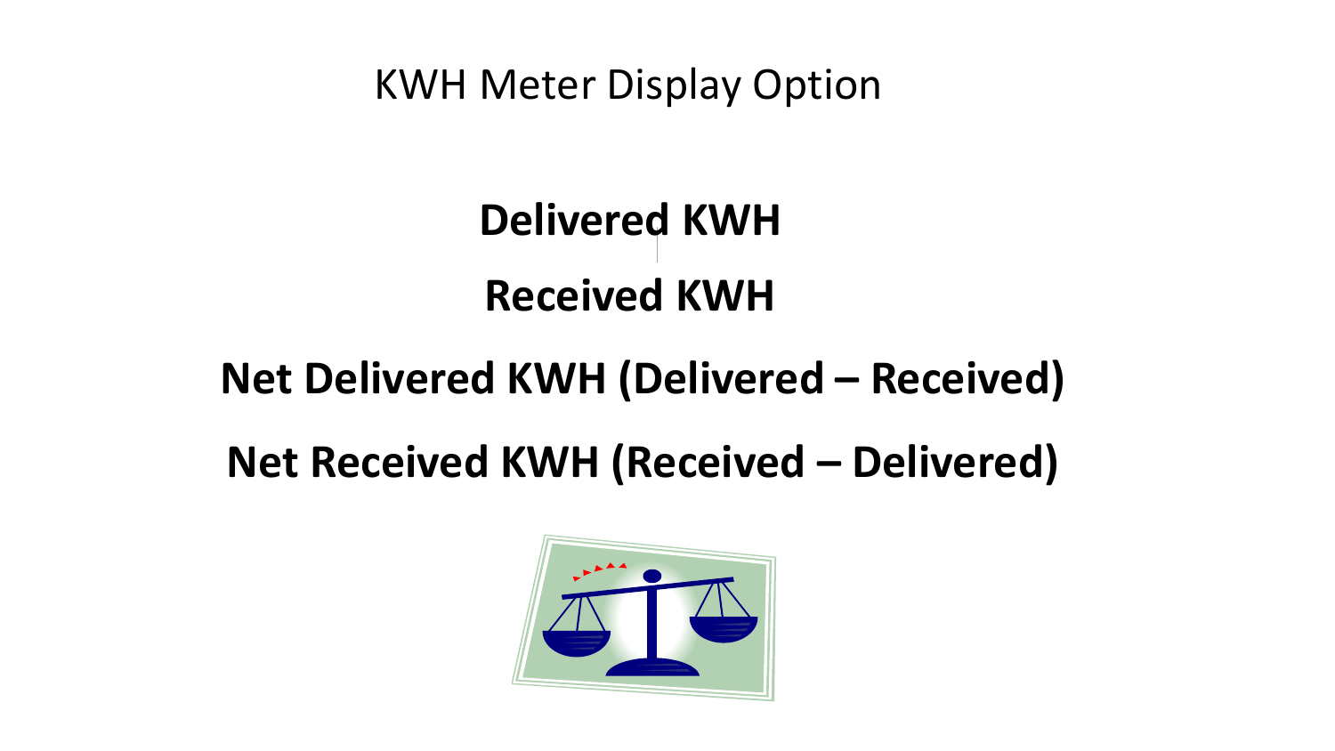# KWH Meter Display Option

**Delivered KWH**

**Received KWH**

**Net Delivered KWH (Delivered – Received)**

**Net Received KWH (Received – Delivered)**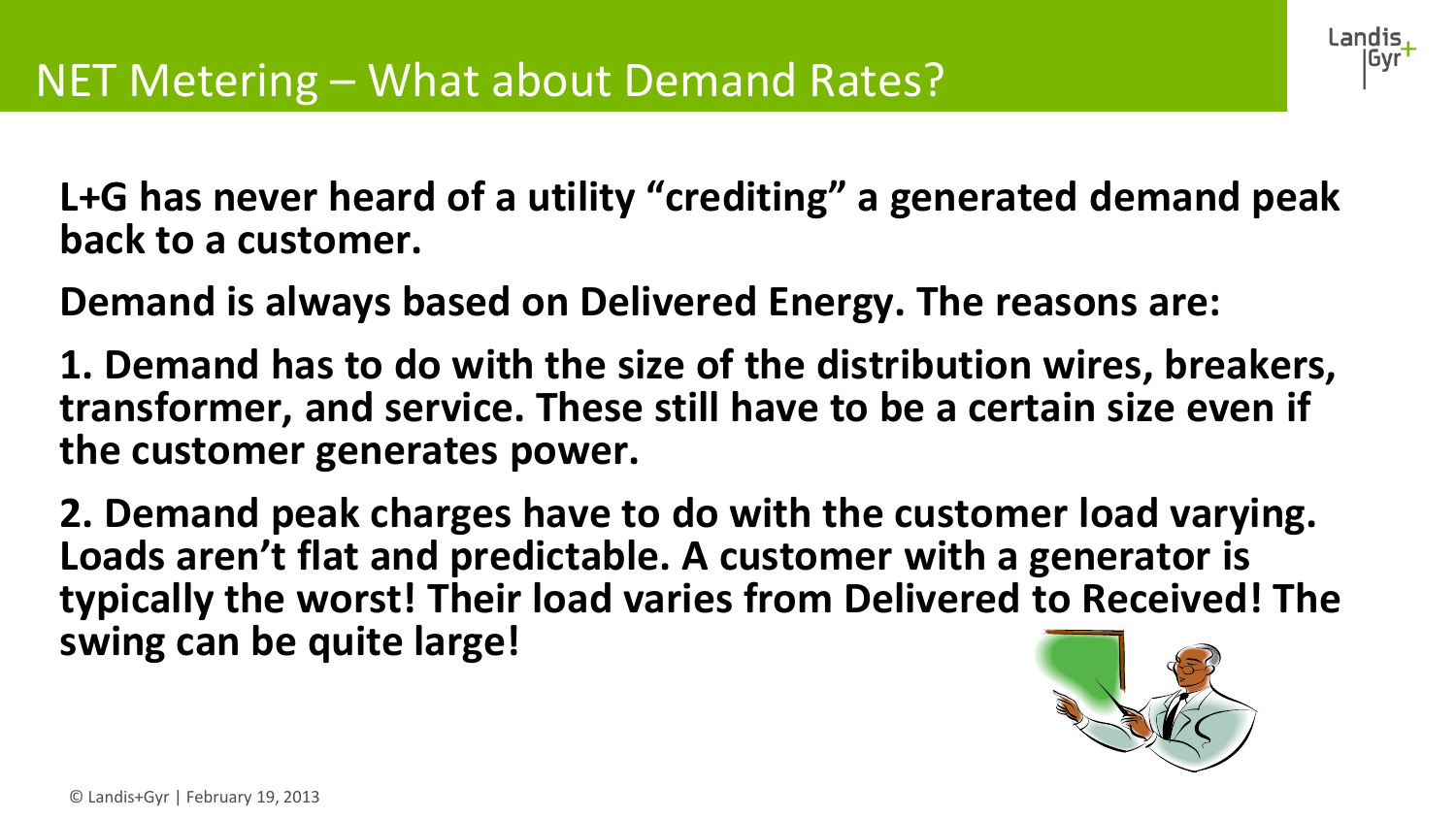# NET Metering – What about Demand Rates?

**L+G has never heard of a utility "crediting" a generated demand peak back to a customer.**

**Demand is always based on Delivered Energy. The reasons are:**

**1. Demand has to do with the size of the distribution wires, breakers, transformer, and service. These still have to be a certain size even if the customer generates power.**

**2. Demand peak charges have to do with the customer load varying. Loads aren't flat and predictable. A customer with a generator is typically the worst! Their load varies from Delivered to Received! The swing can be quite large!**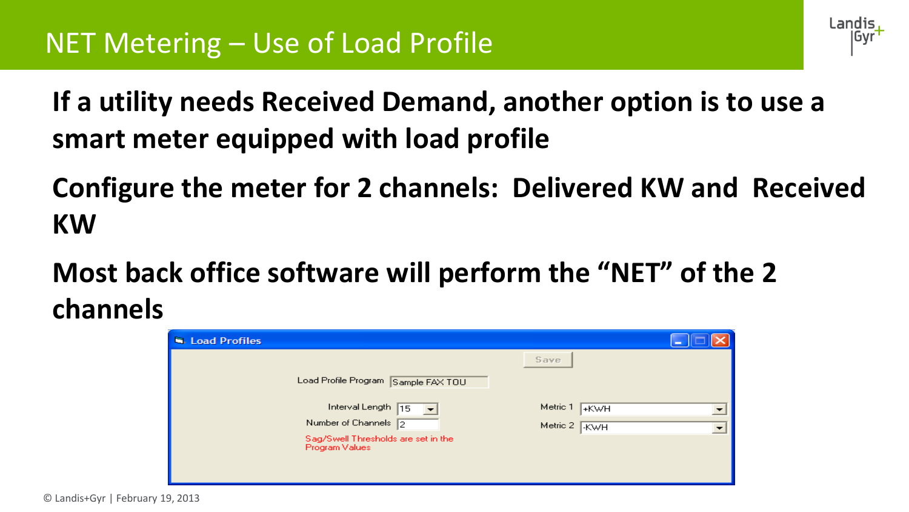# NET Metering – Use of Load Profile

**If a utility needs Received Demand, another option is to use a smart meter equipped with load profile**

**Configure the meter for 2 channels: Delivered KW and Received KW**

**Most back office software will perform the "NET" of the 2 channels**

Load Profiles

Save

Load Profile Program: Sample FAX TOU

Interval Length: 15

Number of Channels: 2

Sag/Swell Thresholds are set in the Program Values

Metric 1: +KWH

Metric 2: -KWH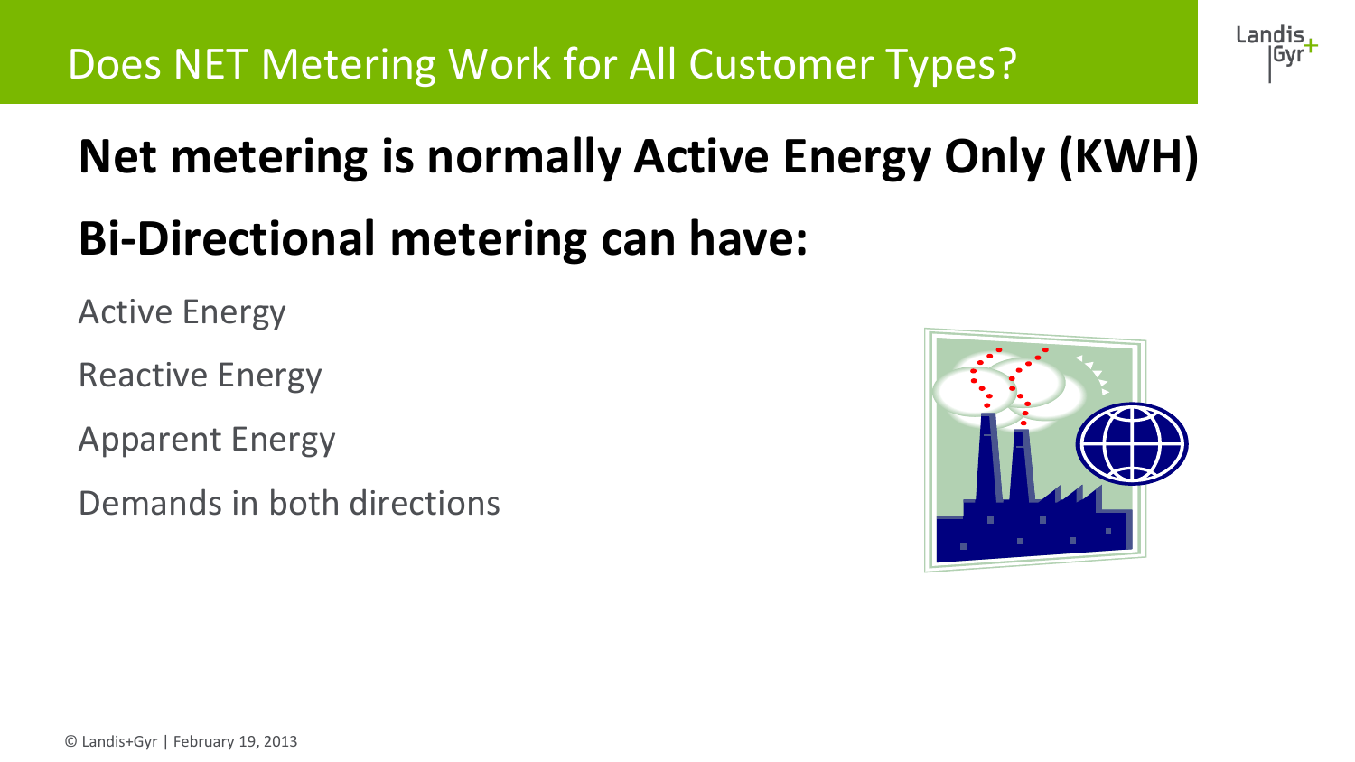# Does NET Metering Work for All Customer Types?

## Net metering is normally Active Energy Only (KWH)

## Bi-Directional metering can have:

Active Energy

Reactive Energy

Apparent Energy

Demands in both directions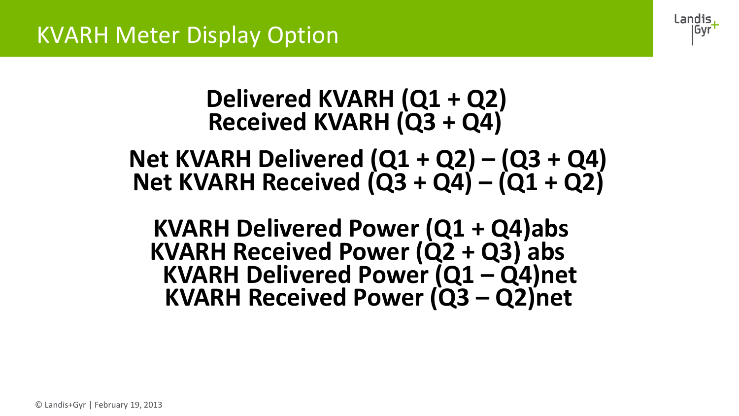# KVARH Meter Display Option

**Delivered KVARH (Q1 + Q2)**
**Received KVARH (Q3 + Q4)**

**Net KVARH Delivered (Q1 + Q2) – (Q3 + Q4)**
**Net KVARH Received (Q3 + Q4) – (Q1 + Q2)**

**KVARH Delivered Power (Q1 + Q4)abs**
**KVARH Received Power (Q2 + Q3) abs**
**KVARH Delivered Power (Q1 – Q4)net**
**KVARH Received Power (Q3 – Q2)net**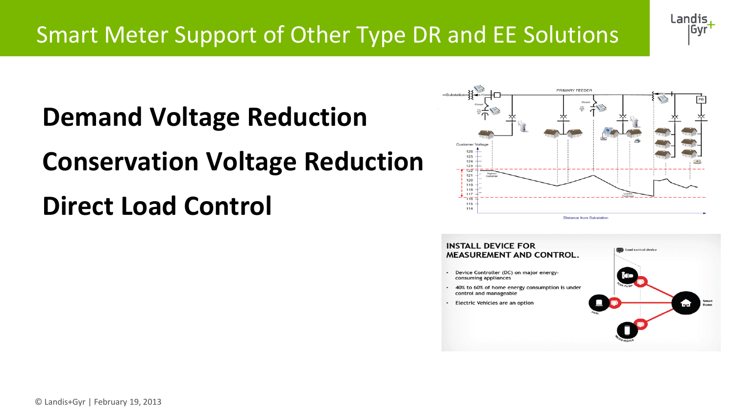# Smart Meter Support of Other Type DR and EE Solutions

**Demand Voltage Reduction**

**Conservation Voltage Reduction**

**Direct Load Control**

INSTALL DEVICE FOR MEASUREMENT AND CONTROL.

- Device Controller (DC) on major energy-consuming appliances
- 40% to 60% of home energy consumption is under control and manageable
- Electric Vehicles are an option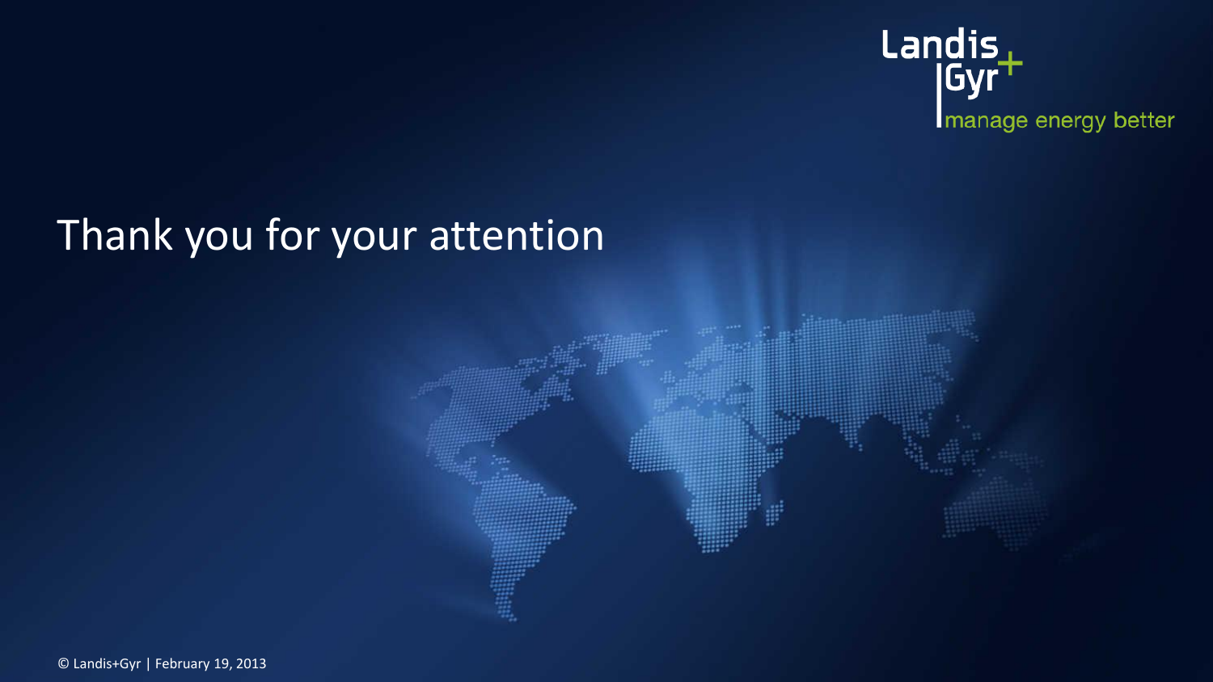Landis+Gyr

manage energy better

# Thank you for your attention

© Landis+Gyr | February 19, 2013